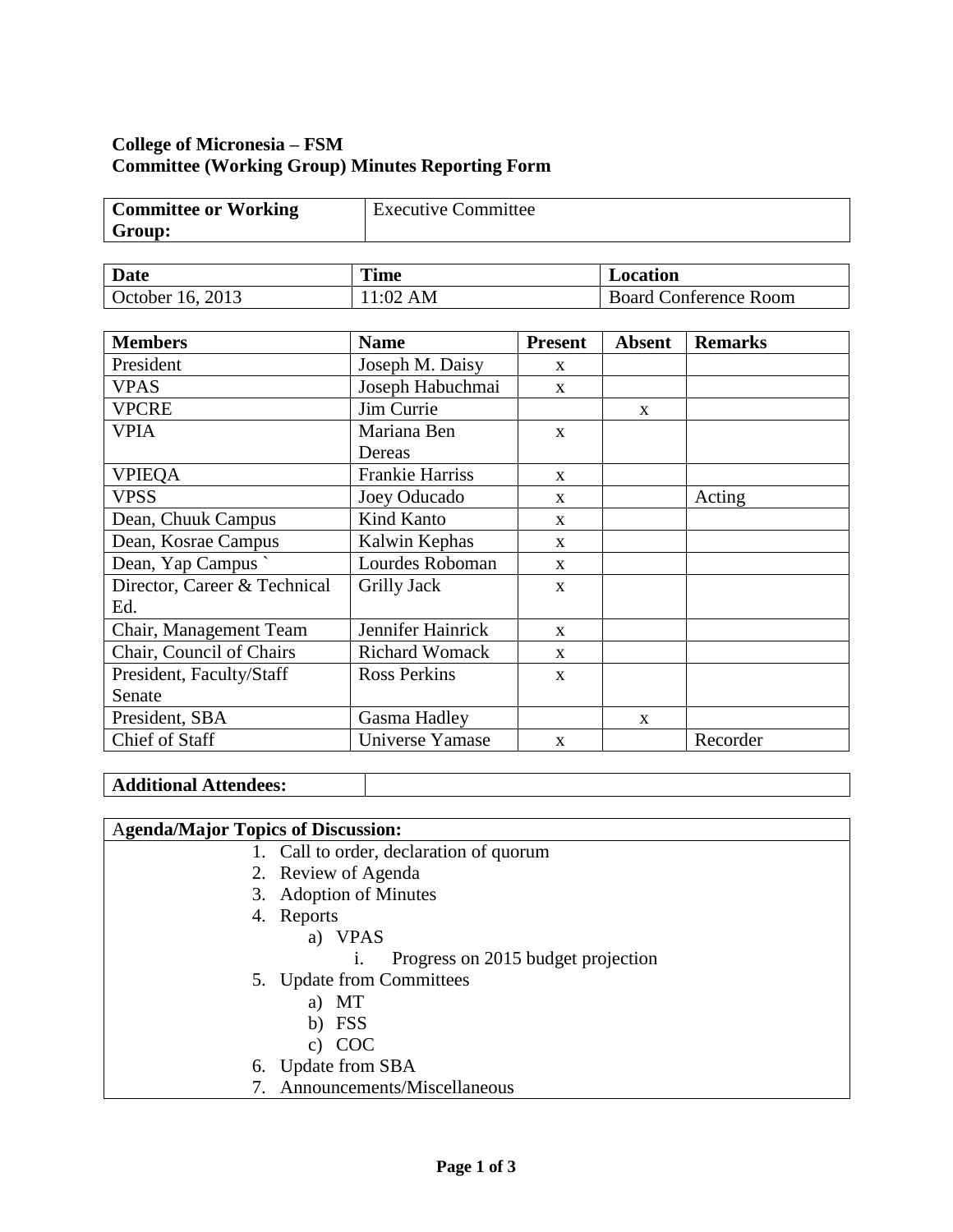**College of Micronesia – FSM**
**Committee (Working Group) Minutes Reporting Form**

| **Committee or Working Group:** | Executive Committee |
|---|---|

| **Date** | **Time** | **Location** |
|---|---|---|
| October 16, 2013 | 11:02 AM | Board Conference Room |

| **Members** | **Name** | **Present** | **Absent** | **Remarks** |
|---|---|---|---|---|
| President | Joseph M. Daisy | x | | |
| VPAS | Joseph Habuchmai | x | | |
| VPCRE | Jim Currie | | x | |
| VPIA | Mariana Ben Dereas | x | | |
| VPIEQA | Frankie Harriss | x | | |
| VPSS | Joey Oducado | x | | Acting |
| Dean, Chuuk Campus | Kind Kanto | x | | |
| Dean, Kosrae Campus | Kalwin Kephas | x | | |
| Dean, Yap Campus ` | Lourdes Roboman | x | | |
| Director, Career & Technical Ed. | Grilly Jack | x | | |
| Chair, Management Team | Jennifer Hainrick | x | | |
| Chair, Council of Chairs | Richard Womack | x | | |
| President, Faculty/Staff Senate | Ross Perkins | x | | |
| President, SBA | Gasma Hadley | | x | |
| Chief of Staff | Universe Yamase | x | | Recorder |

| **Additional Attendees:** | |
|---|---|

**Agenda/Major Topics of Discussion:**

1. Call to order, declaration of quorum
2. Review of Agenda
3. Adoption of Minutes
4. Reports
   a) VPAS
      i. Progress on 2015 budget projection
5. Update from Committees
   a) MT
   b) FSS
   c) COC
6. Update from SBA
7. Announcements/Miscellaneous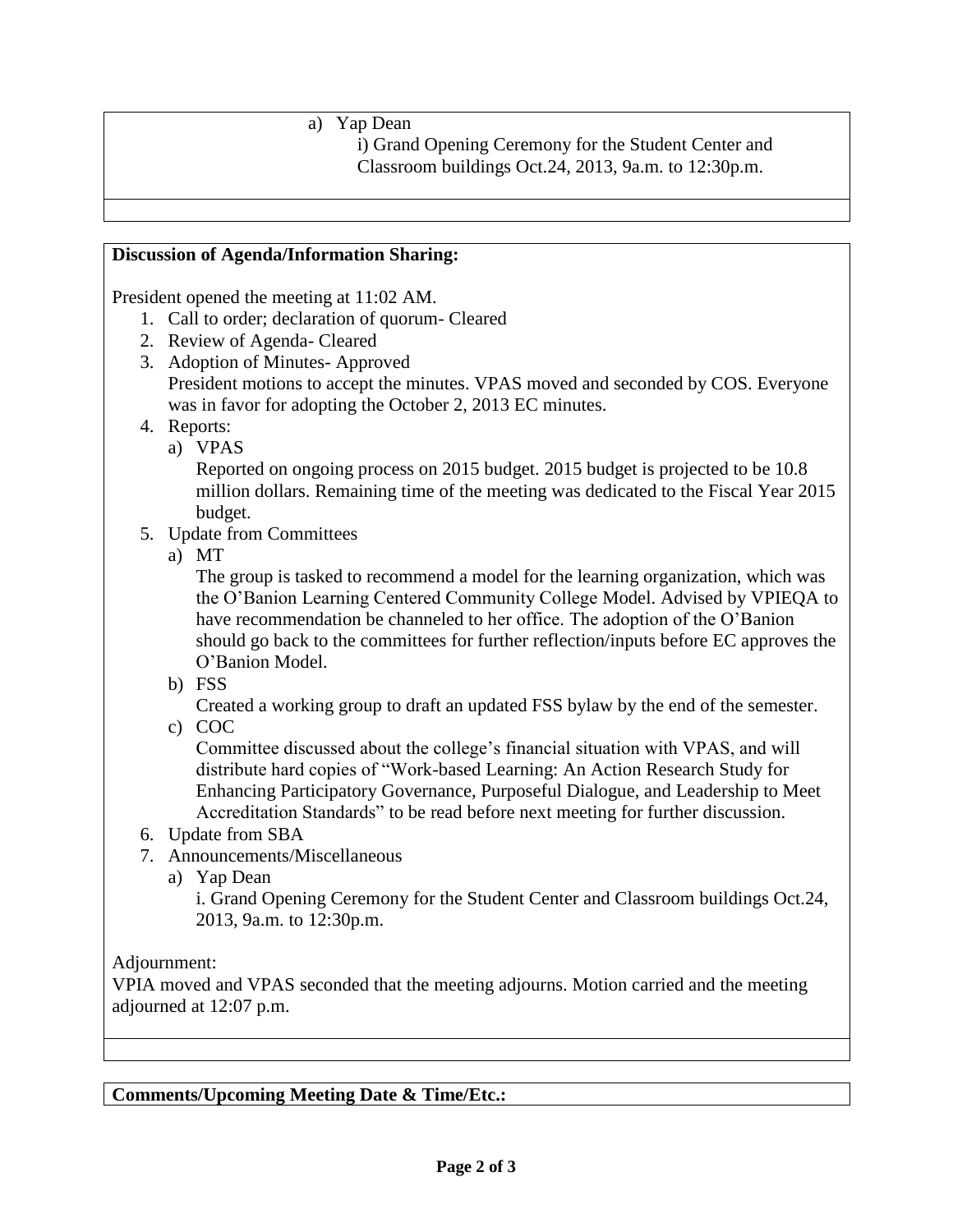a) Yap Dean
   i) Grand Opening Ceremony for the Student Center and Classroom buildings Oct.24, 2013, 9a.m. to 12:30p.m.

**Discussion of Agenda/Information Sharing:**

President opened the meeting at 11:02 AM.

1. Call to order; declaration of quorum- Cleared
2. Review of Agenda- Cleared
3. Adoption of Minutes- Approved
   President motions to accept the minutes. VPAS moved and seconded by COS. Everyone was in favor for adopting the October 2, 2013 EC minutes.
4. Reports:
   a) VPAS
      Reported on ongoing process on 2015 budget. 2015 budget is projected to be 10.8 million dollars. Remaining time of the meeting was dedicated to the Fiscal Year 2015 budget.
5. Update from Committees
   a) MT
      The group is tasked to recommend a model for the learning organization, which was the O'Banion Learning Centered Community College Model. Advised by VPIEQA to have recommendation be channeled to her office. The adoption of the O'Banion should go back to the committees for further reflection/inputs before EC approves the O'Banion Model.
   b) FSS
      Created a working group to draft an updated FSS bylaw by the end of the semester.
   c) COC
      Committee discussed about the college's financial situation with VPAS, and will distribute hard copies of "Work-based Learning: An Action Research Study for Enhancing Participatory Governance, Purposeful Dialogue, and Leadership to Meet Accreditation Standards" to be read before next meeting for further discussion.
6. Update from SBA
7. Announcements/Miscellaneous
   a) Yap Dean
      i. Grand Opening Ceremony for the Student Center and Classroom buildings Oct.24, 2013, 9a.m. to 12:30p.m.

Adjournment:
VPIA moved and VPAS seconded that the meeting adjourns. Motion carried and the meeting adjourned at 12:07 p.m.

**Comments/Upcoming Meeting Date & Time/Etc.:**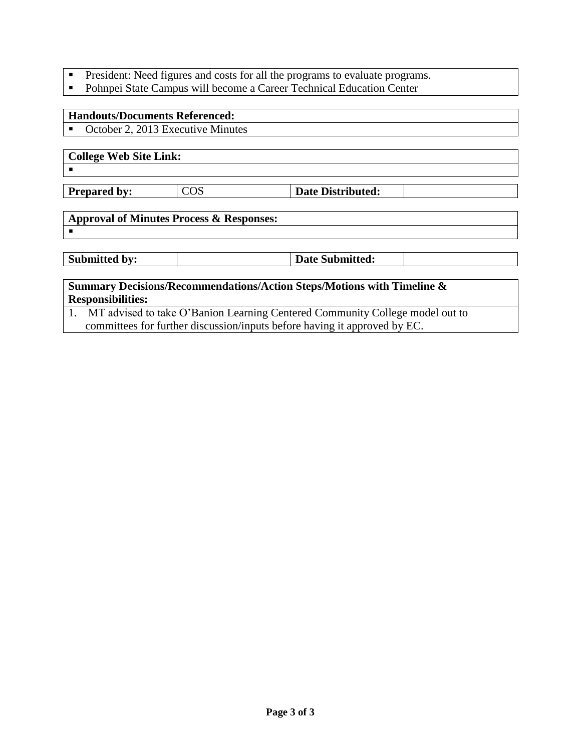- President: Need figures and costs for all the programs to evaluate programs.
- Pohnpei State Campus will become a Career Technical Education Center

**Handouts/Documents Referenced:**

- October 2, 2013 Executive Minutes

**College Web Site Link:**

-

| | | | |
|---|---|---|---|
| **Prepared by:** | COS | **Date Distributed:** | |

**Approval of Minutes Process & Responses:**

-

| | | | |
|---|---|---|---|
| **Submitted by:** | | **Date Submitted:** | |

**Summary Decisions/Recommendations/Action Steps/Motions with Timeline & Responsibilities:**

1. MT advised to take O'Banion Learning Centered Community College model out to committees for further discussion/inputs before having it approved by EC.